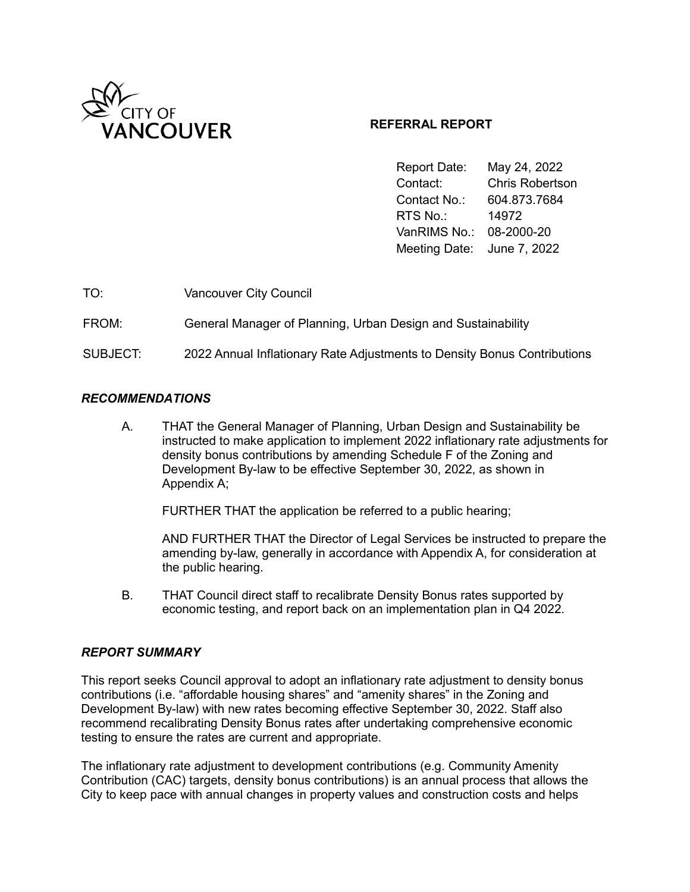CITY OF VANCOUVER

**REFERRAL REPORT**

| | |
|---|---|
| Report Date: | May 24, 2022 |
| Contact: | Chris Robertson |
| Contact No.: | 604.873.7684 |
| RTS No.: | 14972 |
| VanRIMS No.: | 08-2000-20 |
| Meeting Date: | June 7, 2022 |

TO: Vancouver City Council

FROM: General Manager of Planning, Urban Design and Sustainability

SUBJECT: 2022 Annual Inflationary Rate Adjustments to Density Bonus Contributions

## *RECOMMENDATIONS*

A. THAT the General Manager of Planning, Urban Design and Sustainability be instructed to make application to implement 2022 inflationary rate adjustments for density bonus contributions by amending Schedule F of the Zoning and Development By-law to be effective September 30, 2022, as shown in Appendix A;

FURTHER THAT the application be referred to a public hearing;

AND FURTHER THAT the Director of Legal Services be instructed to prepare the amending by-law, generally in accordance with Appendix A, for consideration at the public hearing.

B. THAT Council direct staff to recalibrate Density Bonus rates supported by economic testing, and report back on an implementation plan in Q4 2022.

## *REPORT SUMMARY*

This report seeks Council approval to adopt an inflationary rate adjustment to density bonus contributions (i.e. "affordable housing shares" and "amenity shares" in the Zoning and Development By-law) with new rates becoming effective September 30, 2022. Staff also recommend recalibrating Density Bonus rates after undertaking comprehensive economic testing to ensure the rates are current and appropriate.

The inflationary rate adjustment to development contributions (e.g. Community Amenity Contribution (CAC) targets, density bonus contributions) is an annual process that allows the City to keep pace with annual changes in property values and construction costs and helps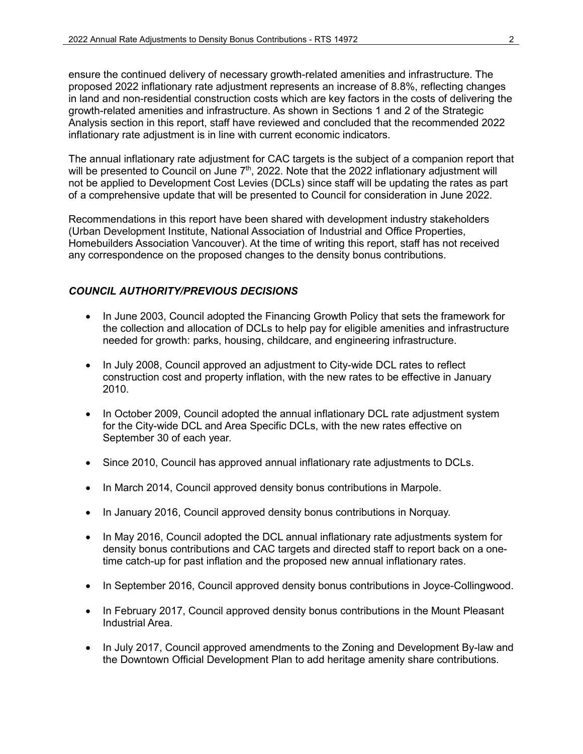ensure the continued delivery of necessary growth-related amenities and infrastructure. The proposed 2022 inflationary rate adjustment represents an increase of 8.8%, reflecting changes in land and non-residential construction costs which are key factors in the costs of delivering the growth-related amenities and infrastructure. As shown in Sections 1 and 2 of the Strategic Analysis section in this report, staff have reviewed and concluded that the recommended 2022 inflationary rate adjustment is in line with current economic indicators.

The annual inflationary rate adjustment for CAC targets is the subject of a companion report that will be presented to Council on June 7th, 2022. Note that the 2022 inflationary adjustment will not be applied to Development Cost Levies (DCLs) since staff will be updating the rates as part of a comprehensive update that will be presented to Council for consideration in June 2022.

Recommendations in this report have been shared with development industry stakeholders (Urban Development Institute, National Association of Industrial and Office Properties, Homebuilders Association Vancouver). At the time of writing this report, staff has not received any correspondence on the proposed changes to the density bonus contributions.

### *COUNCIL AUTHORITY/PREVIOUS DECISIONS*

- In June 2003, Council adopted the Financing Growth Policy that sets the framework for the collection and allocation of DCLs to help pay for eligible amenities and infrastructure needed for growth: parks, housing, childcare, and engineering infrastructure.
- In July 2008, Council approved an adjustment to City-wide DCL rates to reflect construction cost and property inflation, with the new rates to be effective in January 2010.
- In October 2009, Council adopted the annual inflationary DCL rate adjustment system for the City-wide DCL and Area Specific DCLs, with the new rates effective on September 30 of each year.
- Since 2010, Council has approved annual inflationary rate adjustments to DCLs.
- In March 2014, Council approved density bonus contributions in Marpole.
- In January 2016, Council approved density bonus contributions in Norquay.
- In May 2016, Council adopted the DCL annual inflationary rate adjustments system for density bonus contributions and CAC targets and directed staff to report back on a one-time catch-up for past inflation and the proposed new annual inflationary rates.
- In September 2016, Council approved density bonus contributions in Joyce-Collingwood.
- In February 2017, Council approved density bonus contributions in the Mount Pleasant Industrial Area.
- In July 2017, Council approved amendments to the Zoning and Development By-law and the Downtown Official Development Plan to add heritage amenity share contributions.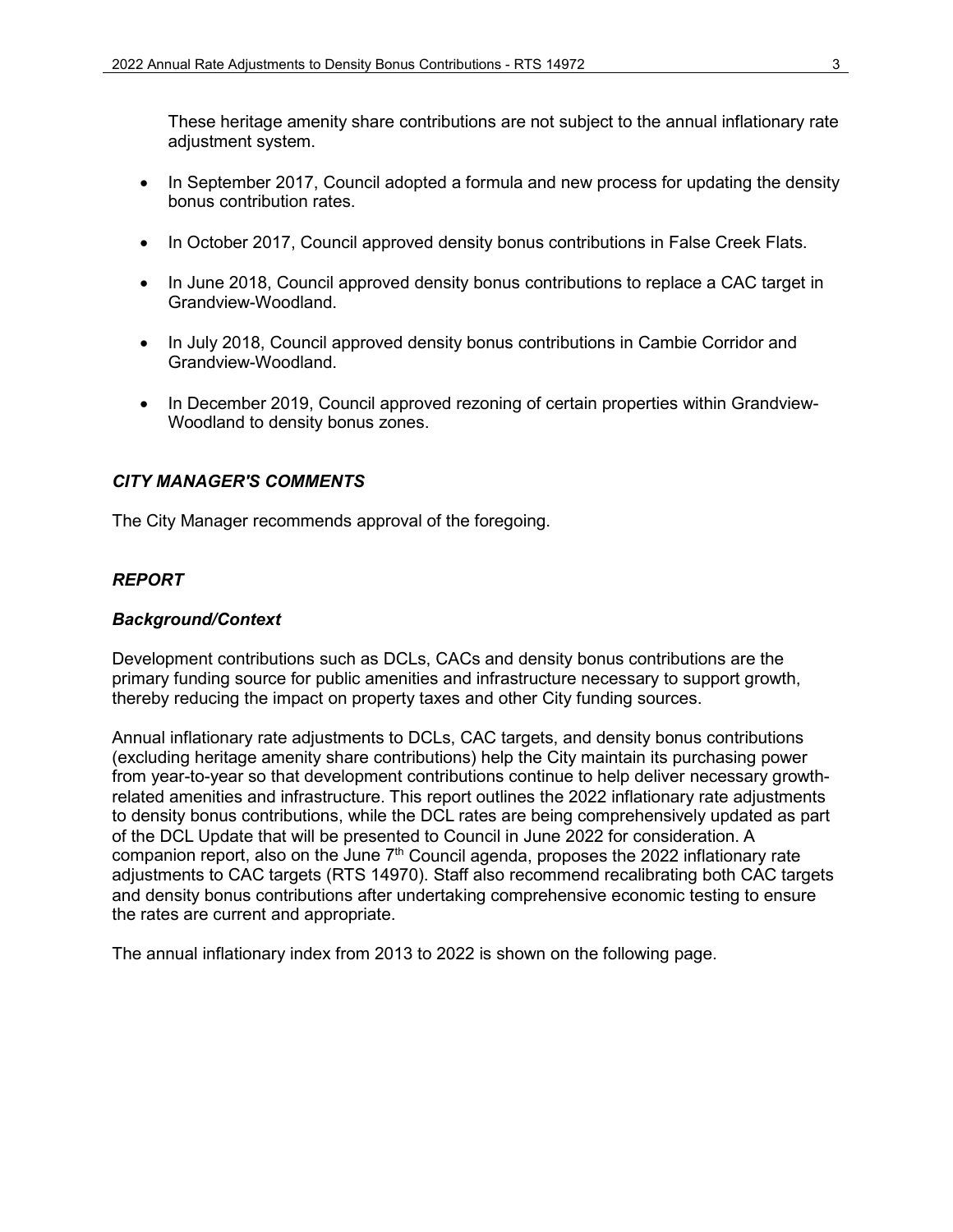These heritage amenity share contributions are not subject to the annual inflationary rate adjustment system.

- In September 2017, Council adopted a formula and new process for updating the density bonus contribution rates.
- In October 2017, Council approved density bonus contributions in False Creek Flats.
- In June 2018, Council approved density bonus contributions to replace a CAC target in Grandview-Woodland.
- In July 2018, Council approved density bonus contributions in Cambie Corridor and Grandview-Woodland.
- In December 2019, Council approved rezoning of certain properties within Grandview-Woodland to density bonus zones.

### *CITY MANAGER'S COMMENTS*

The City Manager recommends approval of the foregoing.

### *REPORT*

#### *Background/Context*

Development contributions such as DCLs, CACs and density bonus contributions are the primary funding source for public amenities and infrastructure necessary to support growth, thereby reducing the impact on property taxes and other City funding sources.

Annual inflationary rate adjustments to DCLs, CAC targets, and density bonus contributions (excluding heritage amenity share contributions) help the City maintain its purchasing power from year-to-year so that development contributions continue to help deliver necessary growth-related amenities and infrastructure. This report outlines the 2022 inflationary rate adjustments to density bonus contributions, while the DCL rates are being comprehensively updated as part of the DCL Update that will be presented to Council in June 2022 for consideration. A companion report, also on the June 7th Council agenda, proposes the 2022 inflationary rate adjustments to CAC targets (RTS 14970). Staff also recommend recalibrating both CAC targets and density bonus contributions after undertaking comprehensive economic testing to ensure the rates are current and appropriate.

The annual inflationary index from 2013 to 2022 is shown on the following page.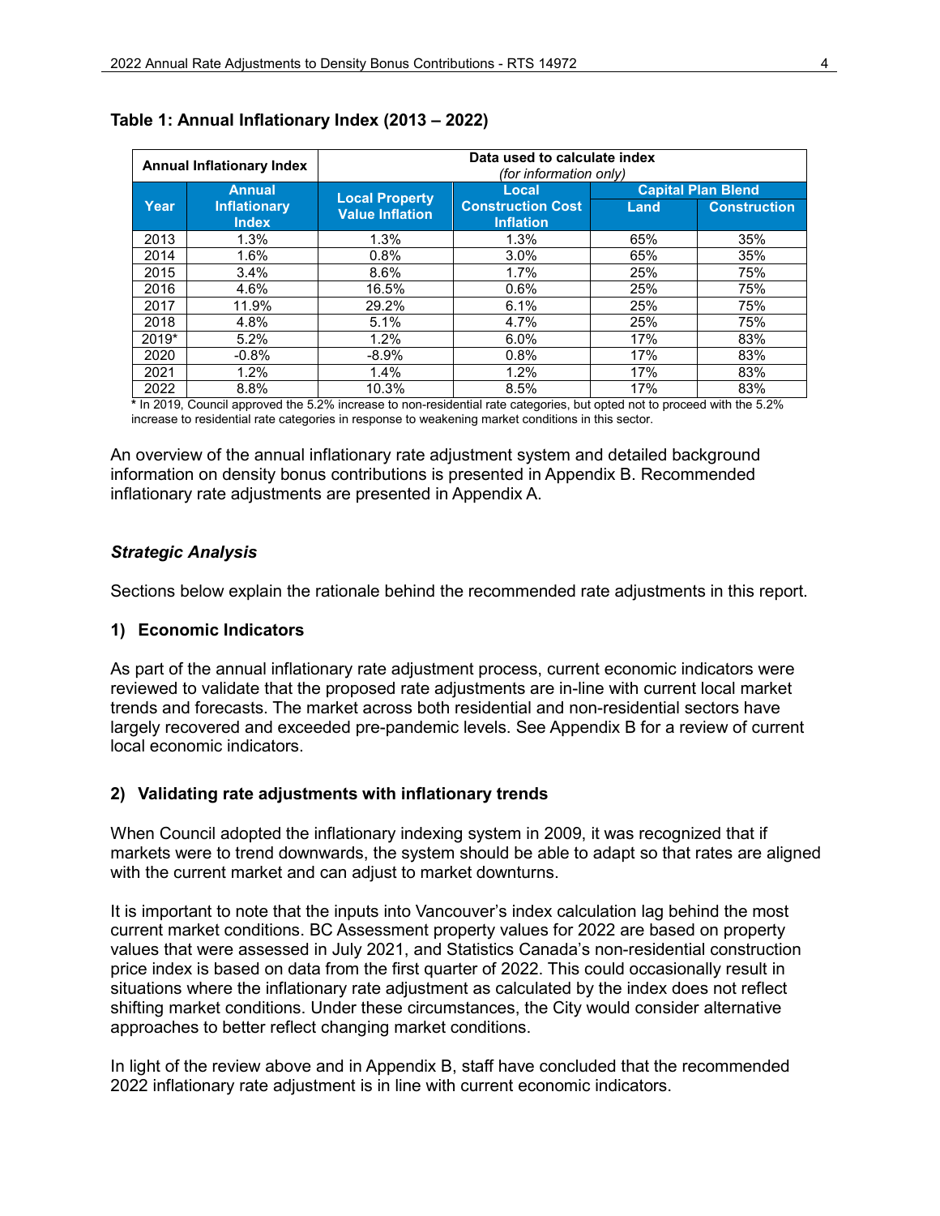**Table 1: Annual Inflationary Index (2013 – 2022)**

| Annual Inflationary Index | | Data used to calculate index *(for information only)* | | | |
|---|---|---|---|---|---|
| Year | Annual Inflationary Index | Local Property Value Inflation | Local Construction Cost Inflation | Capital Plan Blend | |
| | | | | Land | Construction |
| 2013 | 1.3% | 1.3% | 1.3% | 65% | 35% |
| 2014 | 1.6% | 0.8% | 3.0% | 65% | 35% |
| 2015 | 3.4% | 8.6% | 1.7% | 25% | 75% |
| 2016 | 4.6% | 16.5% | 0.6% | 25% | 75% |
| 2017 | 11.9% | 29.2% | 6.1% | 25% | 75% |
| 2018 | 4.8% | 5.1% | 4.7% | 25% | 75% |
| 2019* | 5.2% | 1.2% | 6.0% | 17% | 83% |
| 2020 | -0.8% | -8.9% | 0.8% | 17% | 83% |
| 2021 | 1.2% | 1.4% | 1.2% | 17% | 83% |
| 2022 | 8.8% | 10.3% | 8.5% | 17% | 83% |

**\*** In 2019, Council approved the 5.2% increase to non-residential rate categories, but opted not to proceed with the 5.2% increase to residential rate categories in response to weakening market conditions in this sector.

An overview of the annual inflationary rate adjustment system and detailed background information on density bonus contributions is presented in Appendix B. Recommended inflationary rate adjustments are presented in Appendix A.

### *Strategic Analysis*

Sections below explain the rationale behind the recommended rate adjustments in this report.

#### 1) Economic Indicators

As part of the annual inflationary rate adjustment process, current economic indicators were reviewed to validate that the proposed rate adjustments are in-line with current local market trends and forecasts. The market across both residential and non-residential sectors have largely recovered and exceeded pre-pandemic levels. See Appendix B for a review of current local economic indicators.

#### 2) Validating rate adjustments with inflationary trends

When Council adopted the inflationary indexing system in 2009, it was recognized that if markets were to trend downwards, the system should be able to adapt so that rates are aligned with the current market and can adjust to market downturns.

It is important to note that the inputs into Vancouver's index calculation lag behind the most current market conditions. BC Assessment property values for 2022 are based on property values that were assessed in July 2021, and Statistics Canada's non-residential construction price index is based on data from the first quarter of 2022. This could occasionally result in situations where the inflationary rate adjustment as calculated by the index does not reflect shifting market conditions. Under these circumstances, the City would consider alternative approaches to better reflect changing market conditions.

In light of the review above and in Appendix B, staff have concluded that the recommended 2022 inflationary rate adjustment is in line with current economic indicators.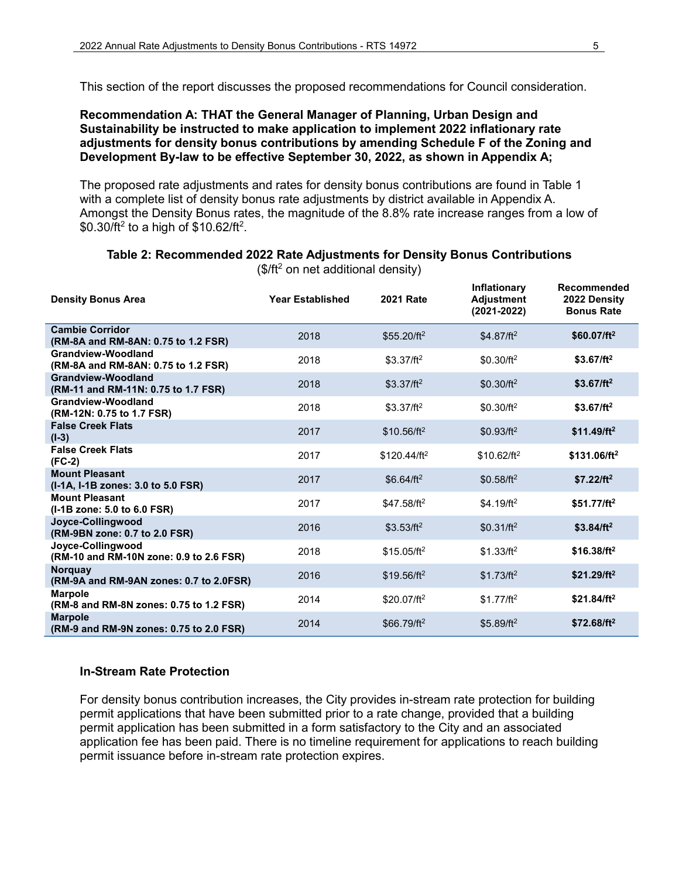This section of the report discusses the proposed recommendations for Council consideration.

**Recommendation A: THAT the General Manager of Planning, Urban Design and Sustainability be instructed to make application to implement 2022 inflationary rate adjustments for density bonus contributions by amending Schedule F of the Zoning and Development By-law to be effective September 30, 2022, as shown in Appendix A;**

The proposed rate adjustments and rates for density bonus contributions are found in Table 1 with a complete list of density bonus rate adjustments by district available in Appendix A. Amongst the Density Bonus rates, the magnitude of the 8.8% rate increase ranges from a low of \$0.30/ft$^2$ to a high of \$10.62/ft$^2$.

**Table 2: Recommended 2022 Rate Adjustments for Density Bonus Contributions**
(\$/ft$^2$ on net additional density)

| Density Bonus Area | Year Established | 2021 Rate | Inflationary Adjustment (2021-2022) | Recommended 2022 Density Bonus Rate |
|---|---|---|---|---|
| **Cambie Corridor (RM-8A and RM-8AN: 0.75 to 1.2 FSR)** | 2018 | \$55.20/ft$^2$ | \$4.87/ft$^2$ | **\$60.07/ft$^2$** |
| **Grandview-Woodland (RM-8A and RM-8AN: 0.75 to 1.2 FSR)** | 2018 | \$3.37/ft$^2$ | \$0.30/ft$^2$ | **\$3.67/ft$^2$** |
| **Grandview-Woodland (RM-11 and RM-11N: 0.75 to 1.7 FSR)** | 2018 | \$3.37/ft$^2$ | \$0.30/ft$^2$ | **\$3.67/ft$^2$** |
| **Grandview-Woodland (RM-12N: 0.75 to 1.7 FSR)** | 2018 | \$3.37/ft$^2$ | \$0.30/ft$^2$ | **\$3.67/ft$^2$** |
| **False Creek Flats (I-3)** | 2017 | \$10.56/ft$^2$ | \$0.93/ft$^2$ | **\$11.49/ft$^2$** |
| **False Creek Flats (FC-2)** | 2017 | \$120.44/ft$^2$ | \$10.62/ft$^2$ | **\$131.06/ft$^2$** |
| **Mount Pleasant (I-1A, I-1B zones: 3.0 to 5.0 FSR)** | 2017 | \$6.64/ft$^2$ | \$0.58/ft$^2$ | **\$7.22/ft$^2$** |
| **Mount Pleasant (I-1B zone: 5.0 to 6.0 FSR)** | 2017 | \$47.58/ft$^2$ | \$4.19/ft$^2$ | **\$51.77/ft$^2$** |
| **Joyce-Collingwood (RM-9BN zone: 0.7 to 2.0 FSR)** | 2016 | \$3.53/ft$^2$ | \$0.31/ft$^2$ | **\$3.84/ft$^2$** |
| **Joyce-Collingwood (RM-10 and RM-10N zone: 0.9 to 2.6 FSR)** | 2018 | \$15.05/ft$^2$ | \$1.33/ft$^2$ | **\$16.38/ft$^2$** |
| **Norquay (RM-9A and RM-9AN zones: 0.7 to 2.0FSR)** | 2016 | \$19.56/ft$^2$ | \$1.73/ft$^2$ | **\$21.29/ft$^2$** |
| **Marpole (RM-8 and RM-8N zones: 0.75 to 1.2 FSR)** | 2014 | \$20.07/ft$^2$ | \$1.77/ft$^2$ | **\$21.84/ft$^2$** |
| **Marpole (RM-9 and RM-9N zones: 0.75 to 2.0 FSR)** | 2014 | \$66.79/ft$^2$ | \$5.89/ft$^2$ | **\$72.68/ft$^2$** |

### In-Stream Rate Protection

For density bonus contribution increases, the City provides in-stream rate protection for building permit applications that have been submitted prior to a rate change, provided that a building permit application has been submitted in a form satisfactory to the City and an associated application fee has been paid. There is no timeline requirement for applications to reach building permit issuance before in-stream rate protection expires.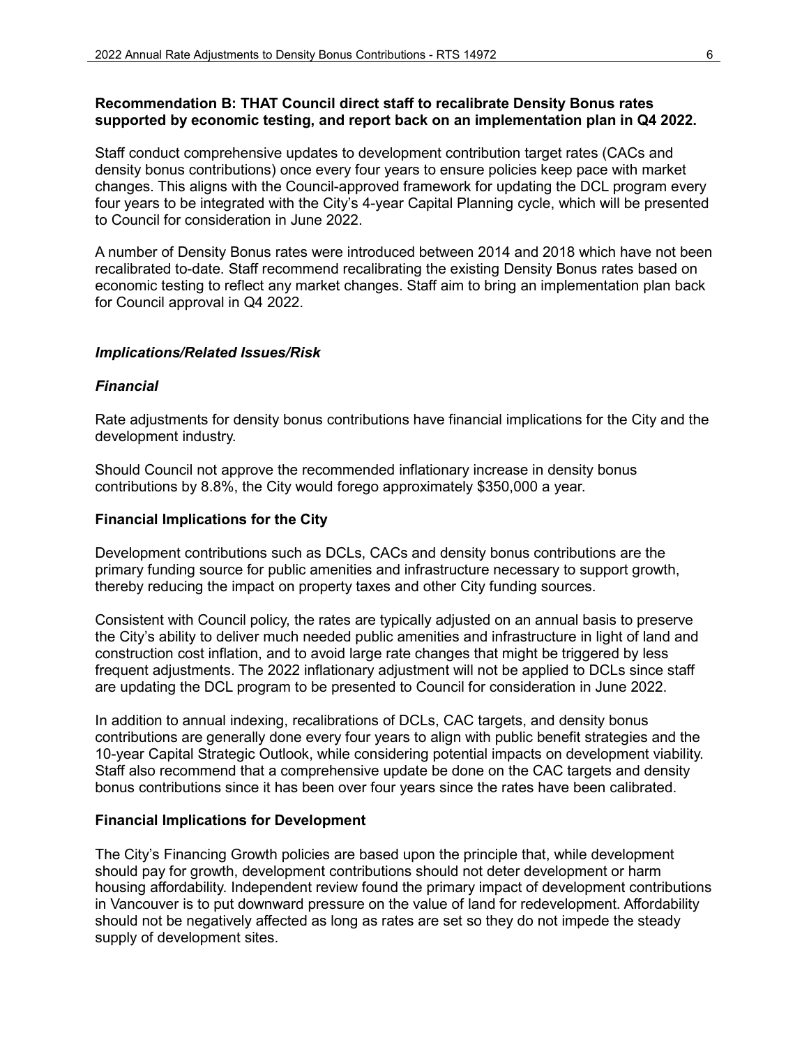**Recommendation B: THAT Council direct staff to recalibrate Density Bonus rates supported by economic testing, and report back on an implementation plan in Q4 2022.**

Staff conduct comprehensive updates to development contribution target rates (CACs and density bonus contributions) once every four years to ensure policies keep pace with market changes. This aligns with the Council-approved framework for updating the DCL program every four years to be integrated with the City's 4-year Capital Planning cycle, which will be presented to Council for consideration in June 2022.

A number of Density Bonus rates were introduced between 2014 and 2018 which have not been recalibrated to-date. Staff recommend recalibrating the existing Density Bonus rates based on economic testing to reflect any market changes. Staff aim to bring an implementation plan back for Council approval in Q4 2022.

### *Implications/Related Issues/Risk*

### *Financial*

Rate adjustments for density bonus contributions have financial implications for the City and the development industry.

Should Council not approve the recommended inflationary increase in density bonus contributions by 8.8%, the City would forego approximately $350,000 a year.

**Financial Implications for the City**

Development contributions such as DCLs, CACs and density bonus contributions are the primary funding source for public amenities and infrastructure necessary to support growth, thereby reducing the impact on property taxes and other City funding sources.

Consistent with Council policy, the rates are typically adjusted on an annual basis to preserve the City's ability to deliver much needed public amenities and infrastructure in light of land and construction cost inflation, and to avoid large rate changes that might be triggered by less frequent adjustments. The 2022 inflationary adjustment will not be applied to DCLs since staff are updating the DCL program to be presented to Council for consideration in June 2022.

In addition to annual indexing, recalibrations of DCLs, CAC targets, and density bonus contributions are generally done every four years to align with public benefit strategies and the 10-year Capital Strategic Outlook, while considering potential impacts on development viability. Staff also recommend that a comprehensive update be done on the CAC targets and density bonus contributions since it has been over four years since the rates have been calibrated.

**Financial Implications for Development**

The City's Financing Growth policies are based upon the principle that, while development should pay for growth, development contributions should not deter development or harm housing affordability. Independent review found the primary impact of development contributions in Vancouver is to put downward pressure on the value of land for redevelopment. Affordability should not be negatively affected as long as rates are set so they do not impede the steady supply of development sites.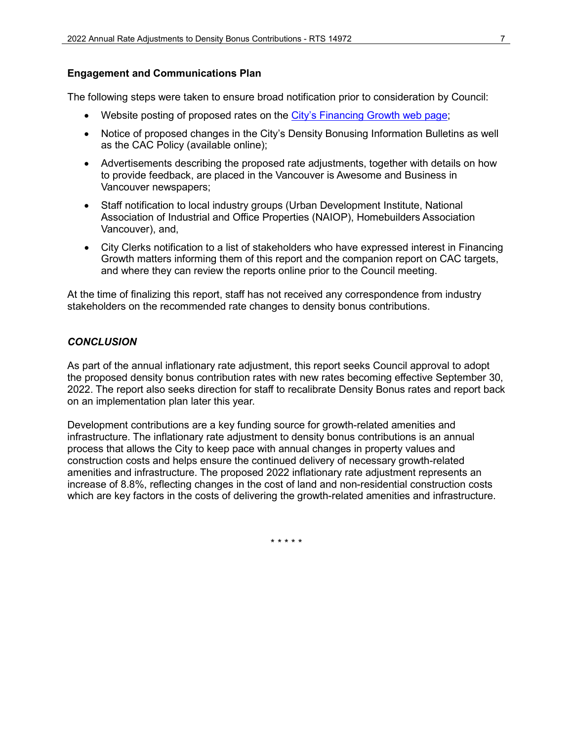**Engagement and Communications Plan**

The following steps were taken to ensure broad notification prior to consideration by Council:

- Website posting of proposed rates on the City's Financing Growth web page;
- Notice of proposed changes in the City's Density Bonusing Information Bulletins as well as the CAC Policy (available online);
- Advertisements describing the proposed rate adjustments, together with details on how to provide feedback, are placed in the Vancouver is Awesome and Business in Vancouver newspapers;
- Staff notification to local industry groups (Urban Development Institute, National Association of Industrial and Office Properties (NAIOP), Homebuilders Association Vancouver), and,
- City Clerks notification to a list of stakeholders who have expressed interest in Financing Growth matters informing them of this report and the companion report on CAC targets, and where they can review the reports online prior to the Council meeting.

At the time of finalizing this report, staff has not received any correspondence from industry stakeholders on the recommended rate changes to density bonus contributions.

***CONCLUSION***

As part of the annual inflationary rate adjustment, this report seeks Council approval to adopt the proposed density bonus contribution rates with new rates becoming effective September 30, 2022. The report also seeks direction for staff to recalibrate Density Bonus rates and report back on an implementation plan later this year.

Development contributions are a key funding source for growth-related amenities and infrastructure. The inflationary rate adjustment to density bonus contributions is an annual process that allows the City to keep pace with annual changes in property values and construction costs and helps ensure the continued delivery of necessary growth-related amenities and infrastructure. The proposed 2022 inflationary rate adjustment represents an increase of 8.8%, reflecting changes in the cost of land and non-residential construction costs which are key factors in the costs of delivering the growth-related amenities and infrastructure.

\* \* \* \* \*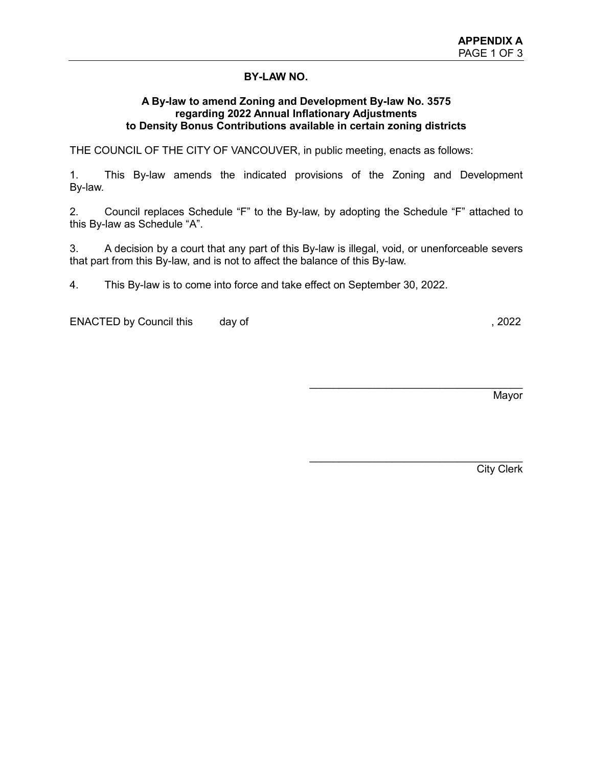**APPENDIX A**

**BY-LAW NO.**

**A By-law to amend Zoning and Development By-law No. 3575 regarding 2022 Annual Inflationary Adjustments to Density Bonus Contributions available in certain zoning districts**

THE COUNCIL OF THE CITY OF VANCOUVER, in public meeting, enacts as follows:

1. This By-law amends the indicated provisions of the Zoning and Development By-law.

2. Council replaces Schedule "F" to the By-law, by adopting the Schedule "F" attached to this By-law as Schedule "A".

3. A decision by a court that any part of this By-law is illegal, void, or unenforceable severs that part from this By-law, and is not to affect the balance of this By-law.

4. This By-law is to come into force and take effect on September 30, 2022.

ENACTED by Council this day of , 2022

\_\_\_\_\_\_\_\_\_\_\_\_\_\_\_\_\_\_\_\_\_\_\_\_\_\_\_\_\_\_\_\_\_\_\_\_
Mayor

\_\_\_\_\_\_\_\_\_\_\_\_\_\_\_\_\_\_\_\_\_\_\_\_\_\_\_\_\_\_\_\_\_\_\_\_
City Clerk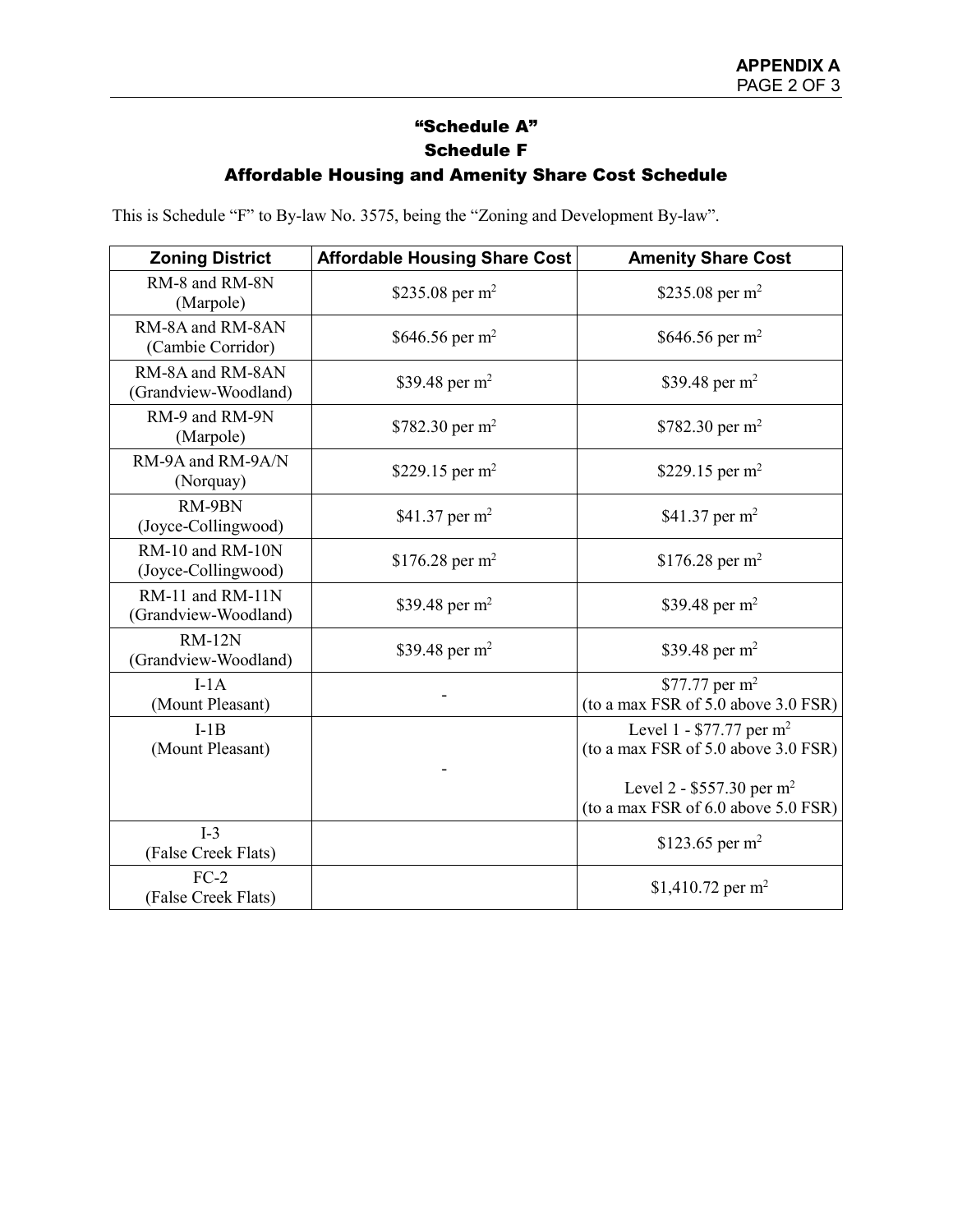## "Schedule A"
## Schedule F
## Affordable Housing and Amenity Share Cost Schedule

This is Schedule "F" to By-law No. 3575, being the "Zoning and Development By-law".

| Zoning District | Affordable Housing Share Cost | Amenity Share Cost |
|---|---|---|
| RM-8 and RM-8N (Marpole) | \$235.08 per $m^2$ | \$235.08 per $m^2$ |
| RM-8A and RM-8AN (Cambie Corridor) | \$646.56 per $m^2$ | \$646.56 per $m^2$ |
| RM-8A and RM-8AN (Grandview-Woodland) | \$39.48 per $m^2$ | \$39.48 per $m^2$ |
| RM-9 and RM-9N (Marpole) | \$782.30 per $m^2$ | \$782.30 per $m^2$ |
| RM-9A and RM-9A/N (Norquay) | \$229.15 per $m^2$ | \$229.15 per $m^2$ |
| RM-9BN (Joyce-Collingwood) | \$41.37 per $m^2$ | \$41.37 per $m^2$ |
| RM-10 and RM-10N (Joyce-Collingwood) | \$176.28 per $m^2$ | \$176.28 per $m^2$ |
| RM-11 and RM-11N (Grandview-Woodland) | \$39.48 per $m^2$ | \$39.48 per $m^2$ |
| RM-12N (Grandview-Woodland) | \$39.48 per $m^2$ | \$39.48 per $m^2$ |
| I-1A (Mount Pleasant) | - | \$77.77 per $m^2$ (to a max FSR of 5.0 above 3.0 FSR) |
| I-1B (Mount Pleasant) | - | Level 1 - \$77.77 per $m^2$ (to a max FSR of 5.0 above 3.0 FSR)<br><br>Level 2 - \$557.30 per $m^2$ (to a max FSR of 6.0 above 5.0 FSR) |
| I-3 (False Creek Flats) | | \$123.65 per $m^2$ |
| FC-2 (False Creek Flats) | | \$1,410.72 per $m^2$ |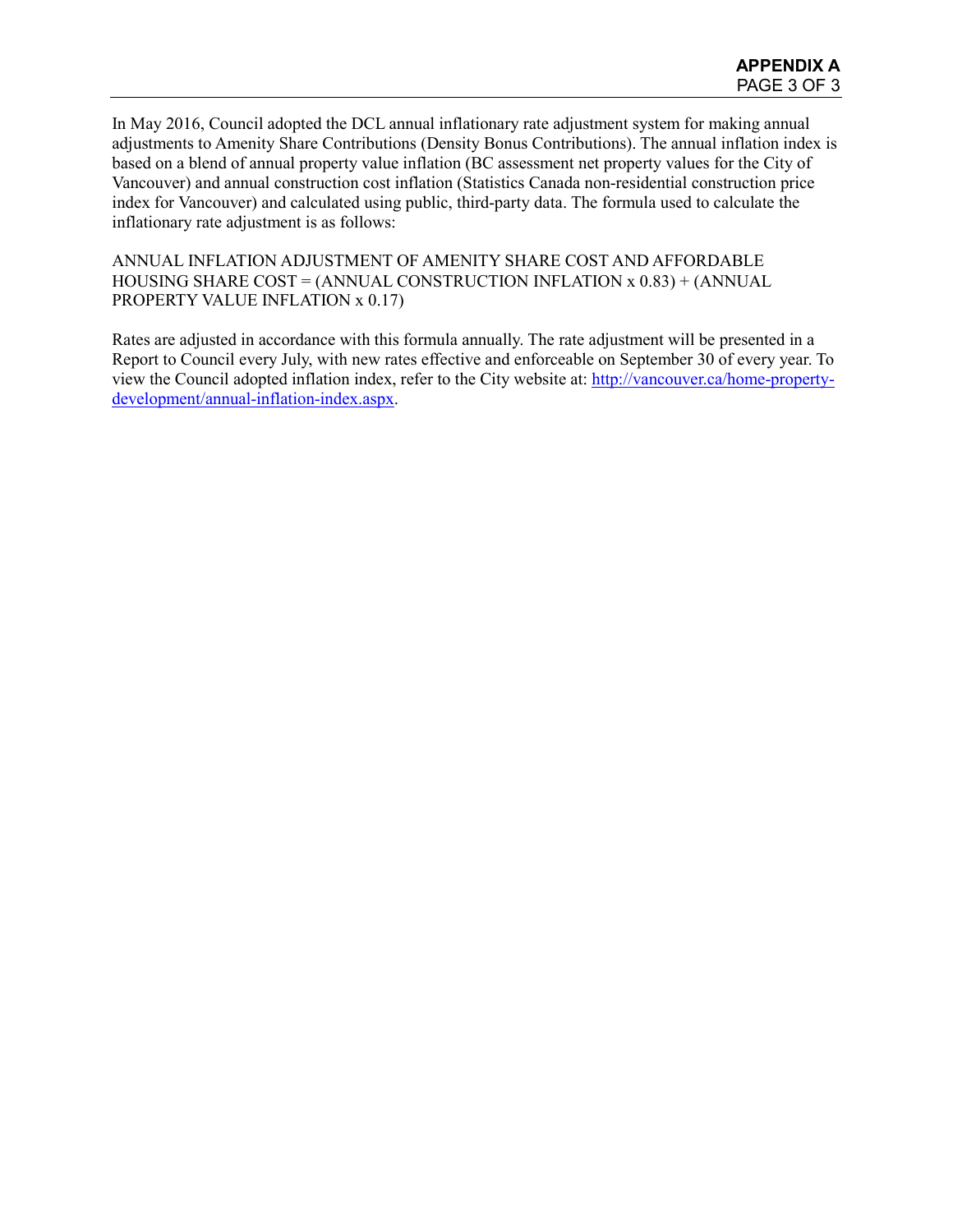In May 2016, Council adopted the DCL annual inflationary rate adjustment system for making annual adjustments to Amenity Share Contributions (Density Bonus Contributions). The annual inflation index is based on a blend of annual property value inflation (BC assessment net property values for the City of Vancouver) and annual construction cost inflation (Statistics Canada non-residential construction price index for Vancouver) and calculated using public, third-party data. The formula used to calculate the inflationary rate adjustment is as follows:

ANNUAL INFLATION ADJUSTMENT OF AMENITY SHARE COST AND AFFORDABLE HOUSING SHARE COST = (ANNUAL CONSTRUCTION INFLATION x 0.83) + (ANNUAL PROPERTY VALUE INFLATION x 0.17)

Rates are adjusted in accordance with this formula annually. The rate adjustment will be presented in a Report to Council every July, with new rates effective and enforceable on September 30 of every year. To view the Council adopted inflation index, refer to the City website at: [http://vancouver.ca/home-property-development/annual-inflation-index.aspx](http://vancouver.ca/home-property-development/annual-inflation-index.aspx).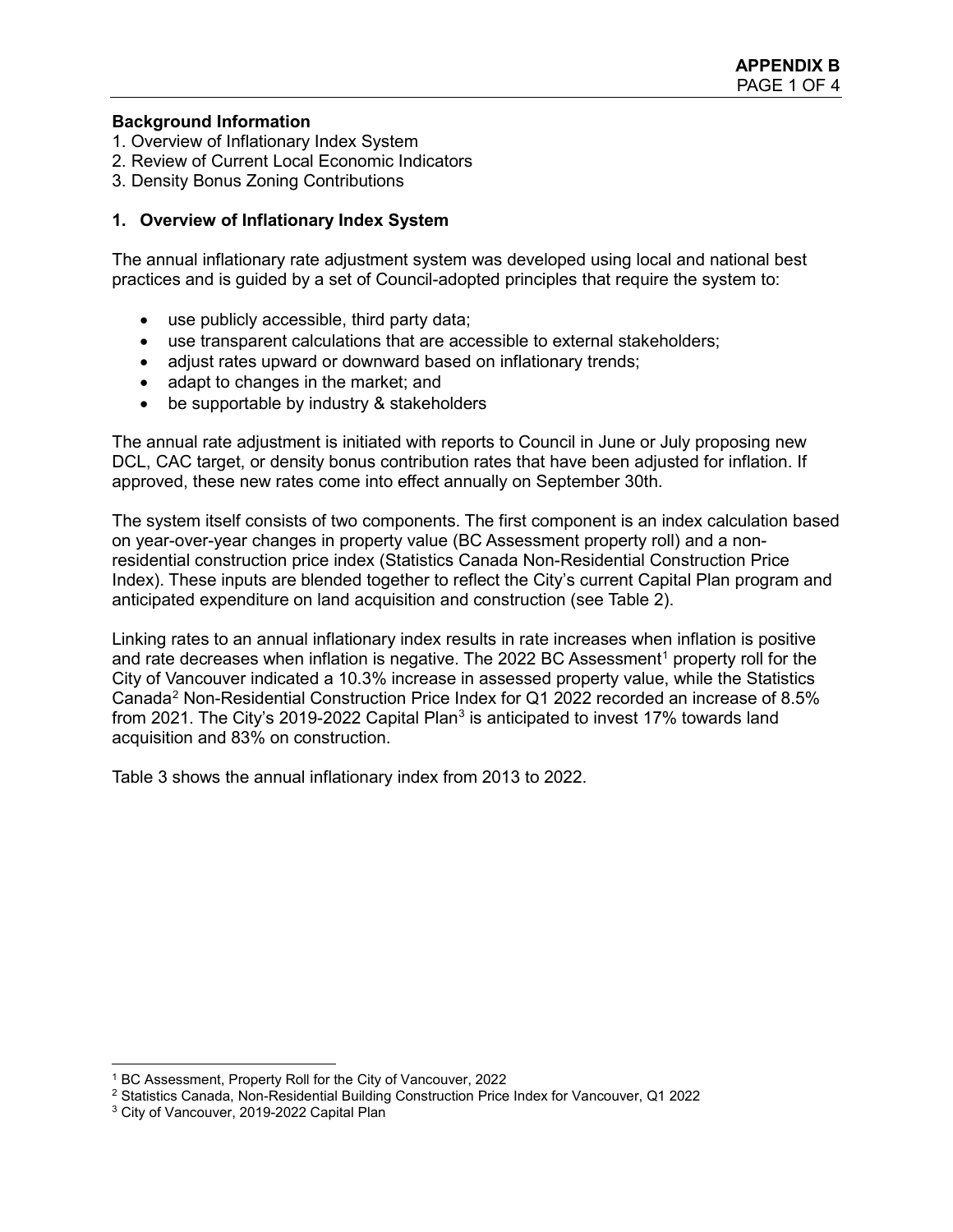**Background Information**

1. Overview of Inflationary Index System
2. Review of Current Local Economic Indicators
3. Density Bonus Zoning Contributions

## 1. Overview of Inflationary Index System

The annual inflationary rate adjustment system was developed using local and national best practices and is guided by a set of Council-adopted principles that require the system to:

- use publicly accessible, third party data;
- use transparent calculations that are accessible to external stakeholders;
- adjust rates upward or downward based on inflationary trends;
- adapt to changes in the market; and
- be supportable by industry & stakeholders

The annual rate adjustment is initiated with reports to Council in June or July proposing new DCL, CAC target, or density bonus contribution rates that have been adjusted for inflation. If approved, these new rates come into effect annually on September 30th.

The system itself consists of two components. The first component is an index calculation based on year-over-year changes in property value (BC Assessment property roll) and a non-residential construction price index (Statistics Canada Non-Residential Construction Price Index). These inputs are blended together to reflect the City's current Capital Plan program and anticipated expenditure on land acquisition and construction (see Table 2).

Linking rates to an annual inflationary index results in rate increases when inflation is positive and rate decreases when inflation is negative. The 2022 BC Assessment[1] property roll for the City of Vancouver indicated a 10.3% increase in assessed property value, while the Statistics Canada[2] Non-Residential Construction Price Index for Q1 2022 recorded an increase of 8.5% from 2021. The City's 2019-2022 Capital Plan[3] is anticipated to invest 17% towards land acquisition and 83% on construction.

Table 3 shows the annual inflationary index from 2013 to 2022.

---

[1] BC Assessment, Property Roll for the City of Vancouver, 2022

[2] Statistics Canada, Non-Residential Building Construction Price Index for Vancouver, Q1 2022

[3] City of Vancouver, 2019-2022 Capital Plan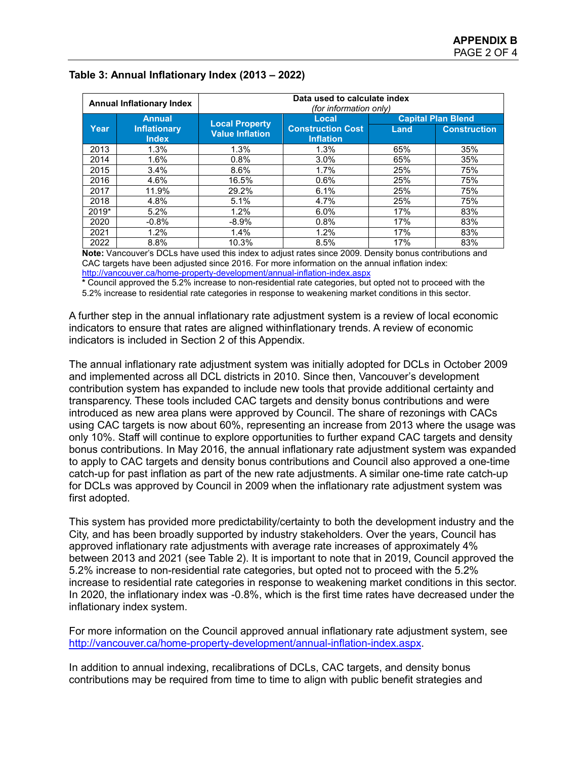**Table 3: Annual Inflationary Index (2013 – 2022)**

| Annual Inflationary Index | | Data used to calculate index *(for information only)* | | | |
|---|---|---|---|---|---|
| | | | | Capital Plan Blend | |
| Year | Annual Inflationary Index | Local Property Value Inflation | Local Construction Cost Inflation | Land | Construction |
| 2013 | 1.3% | 1.3% | 1.3% | 65% | 35% |
| 2014 | 1.6% | 0.8% | 3.0% | 65% | 35% |
| 2015 | 3.4% | 8.6% | 1.7% | 25% | 75% |
| 2016 | 4.6% | 16.5% | 0.6% | 25% | 75% |
| 2017 | 11.9% | 29.2% | 6.1% | 25% | 75% |
| 2018 | 4.8% | 5.1% | 4.7% | 25% | 75% |
| 2019* | 5.2% | 1.2% | 6.0% | 17% | 83% |
| 2020 | -0.8% | -8.9% | 0.8% | 17% | 83% |
| 2021 | 1.2% | 1.4% | 1.2% | 17% | 83% |
| 2022 | 8.8% | 10.3% | 8.5% | 17% | 83% |

**Note:** Vancouver's DCLs have used this index to adjust rates since 2009. Density bonus contributions and CAC targets have been adjusted since 2016. For more information on the annual inflation index: http://vancouver.ca/home-property-development/annual-inflation-index.aspx

**\*** Council approved the 5.2% increase to non-residential rate categories, but opted not to proceed with the 5.2% increase to residential rate categories in response to weakening market conditions in this sector.

A further step in the annual inflationary rate adjustment system is a review of local economic indicators to ensure that rates are aligned withinflationary trends. A review of economic indicators is included in Section 2 of this Appendix.

The annual inflationary rate adjustment system was initially adopted for DCLs in October 2009 and implemented across all DCL districts in 2010. Since then, Vancouver's development contribution system has expanded to include new tools that provide additional certainty and transparency. These tools included CAC targets and density bonus contributions and were introduced as new area plans were approved by Council. The share of rezonings with CACs using CAC targets is now about 60%, representing an increase from 2013 where the usage was only 10%. Staff will continue to explore opportunities to further expand CAC targets and density bonus contributions. In May 2016, the annual inflationary rate adjustment system was expanded to apply to CAC targets and density bonus contributions and Council also approved a one-time catch-up for past inflation as part of the new rate adjustments. A similar one-time rate catch-up for DCLs was approved by Council in 2009 when the inflationary rate adjustment system was first adopted.

This system has provided more predictability/certainty to both the development industry and the City, and has been broadly supported by industry stakeholders. Over the years, Council has approved inflationary rate adjustments with average rate increases of approximately 4% between 2013 and 2021 (see Table 2). It is important to note that in 2019, Council approved the 5.2% increase to non-residential rate categories, but opted not to proceed with the 5.2% increase to residential rate categories in response to weakening market conditions in this sector. In 2020, the inflationary index was -0.8%, which is the first time rates have decreased under the inflationary index system.

For more information on the Council approved annual inflationary rate adjustment system, see http://vancouver.ca/home-property-development/annual-inflation-index.aspx.

In addition to annual indexing, recalibrations of DCLs, CAC targets, and density bonus contributions may be required from time to time to align with public benefit strategies and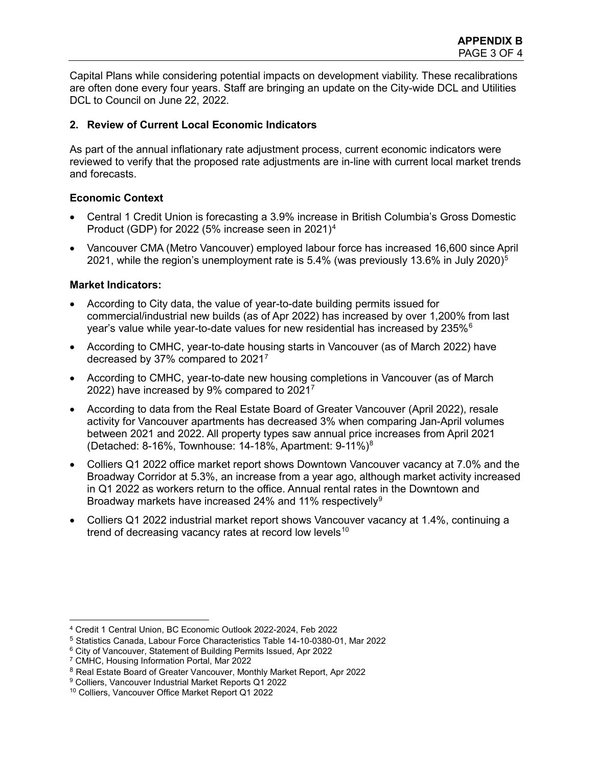Capital Plans while considering potential impacts on development viability. These recalibrations are often done every four years. Staff are bringing an update on the City-wide DCL and Utilities DCL to Council on June 22, 2022.

**2. Review of Current Local Economic Indicators**

As part of the annual inflationary rate adjustment process, current economic indicators were reviewed to verify that the proposed rate adjustments are in-line with current local market trends and forecasts.

**Economic Context**

- Central 1 Credit Union is forecasting a 3.9% increase in British Columbia's Gross Domestic Product (GDP) for 2022 (5% increase seen in 2021)[4]
- Vancouver CMA (Metro Vancouver) employed labour force has increased 16,600 since April 2021, while the region's unemployment rate is 5.4% (was previously 13.6% in July 2020)[5]

**Market Indicators:**

- According to City data, the value of year-to-date building permits issued for commercial/industrial new builds (as of Apr 2022) has increased by over 1,200% from last year's value while year-to-date values for new residential has increased by 235%[6]
- According to CMHC, year-to-date housing starts in Vancouver (as of March 2022) have decreased by 37% compared to 2021[7]
- According to CMHC, year-to-date new housing completions in Vancouver (as of March 2022) have increased by 9% compared to 2021[7]
- According to data from the Real Estate Board of Greater Vancouver (April 2022), resale activity for Vancouver apartments has decreased 3% when comparing Jan-April volumes between 2021 and 2022. All property types saw annual price increases from April 2021 (Detached: 8-16%, Townhouse: 14-18%, Apartment: 9-11%)[8]
- Colliers Q1 2022 office market report shows Downtown Vancouver vacancy at 7.0% and the Broadway Corridor at 5.3%, an increase from a year ago, although market activity increased in Q1 2022 as workers return to the office. Annual rental rates in the Downtown and Broadway markets have increased 24% and 11% respectively[9]
- Colliers Q1 2022 industrial market report shows Vancouver vacancy at 1.4%, continuing a trend of decreasing vacancy rates at record low levels[10]

---

[4] Credit 1 Central Union, BC Economic Outlook 2022-2024, Feb 2022
[5] Statistics Canada, Labour Force Characteristics Table 14-10-0380-01, Mar 2022
[6] City of Vancouver, Statement of Building Permits Issued, Apr 2022
[7] CMHC, Housing Information Portal, Mar 2022
[8] Real Estate Board of Greater Vancouver, Monthly Market Report, Apr 2022
[9] Colliers, Vancouver Industrial Market Reports Q1 2022
[10] Colliers, Vancouver Office Market Report Q1 2022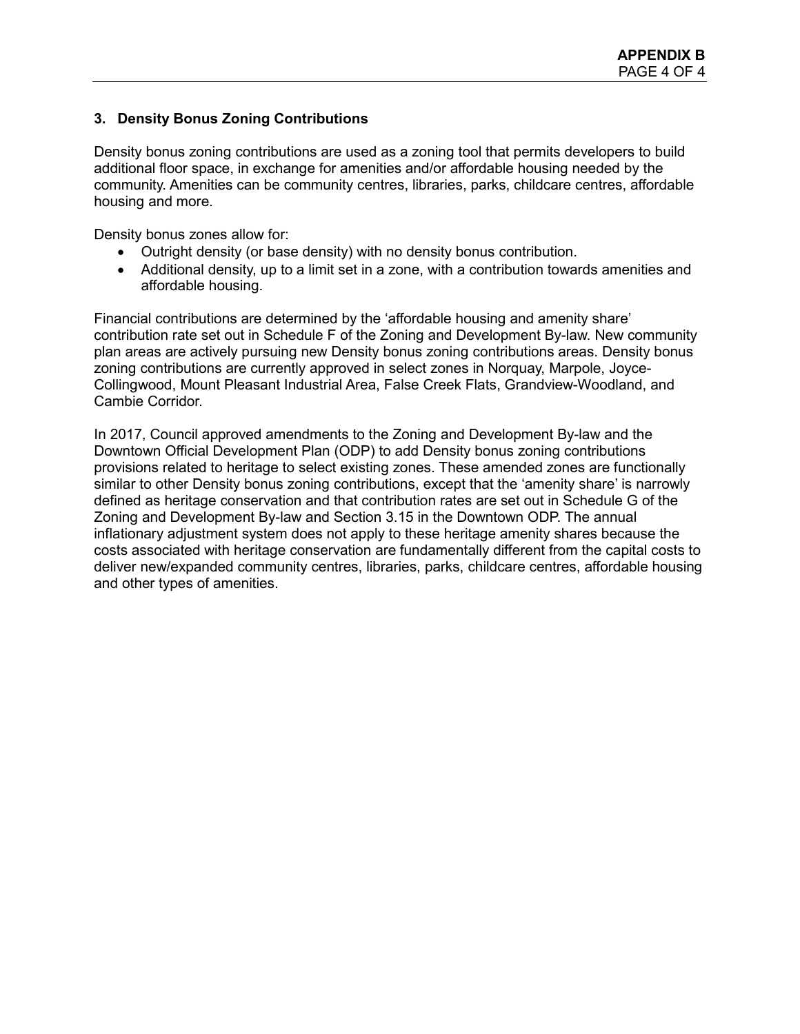### 3. Density Bonus Zoning Contributions

Density bonus zoning contributions are used as a zoning tool that permits developers to build additional floor space, in exchange for amenities and/or affordable housing needed by the community. Amenities can be community centres, libraries, parks, childcare centres, affordable housing and more.

Density bonus zones allow for:

- Outright density (or base density) with no density bonus contribution.
- Additional density, up to a limit set in a zone, with a contribution towards amenities and affordable housing.

Financial contributions are determined by the 'affordable housing and amenity share' contribution rate set out in Schedule F of the Zoning and Development By-law. New community plan areas are actively pursuing new Density bonus zoning contributions areas. Density bonus zoning contributions are currently approved in select zones in Norquay, Marpole, Joyce-Collingwood, Mount Pleasant Industrial Area, False Creek Flats, Grandview-Woodland, and Cambie Corridor.

In 2017, Council approved amendments to the Zoning and Development By-law and the Downtown Official Development Plan (ODP) to add Density bonus zoning contributions provisions related to heritage to select existing zones. These amended zones are functionally similar to other Density bonus zoning contributions, except that the 'amenity share' is narrowly defined as heritage conservation and that contribution rates are set out in Schedule G of the Zoning and Development By-law and Section 3.15 in the Downtown ODP. The annual inflationary adjustment system does not apply to these heritage amenity shares because the costs associated with heritage conservation are fundamentally different from the capital costs to deliver new/expanded community centres, libraries, parks, childcare centres, affordable housing and other types of amenities.